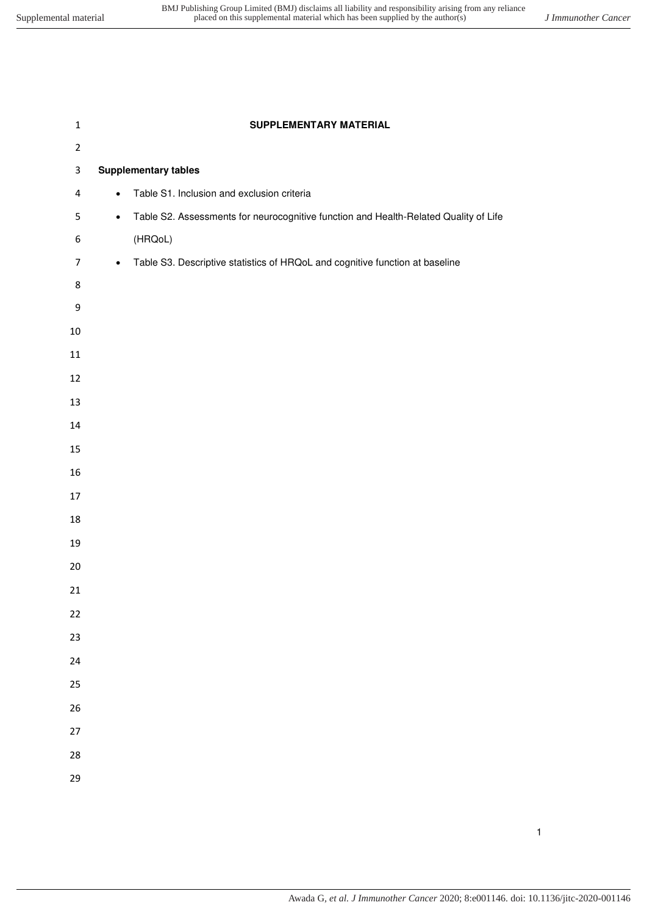# SUPPLEMENTARY MATERIAL

**Supplementary tables**

- Table S1. Inclusion and exclusion criteria
- Table S2. Assessments for neurocognitive function and Health-Related Quality of Life (HRQoL)
- Table S3. Descriptive statistics of HRQoL and cognitive function at baseline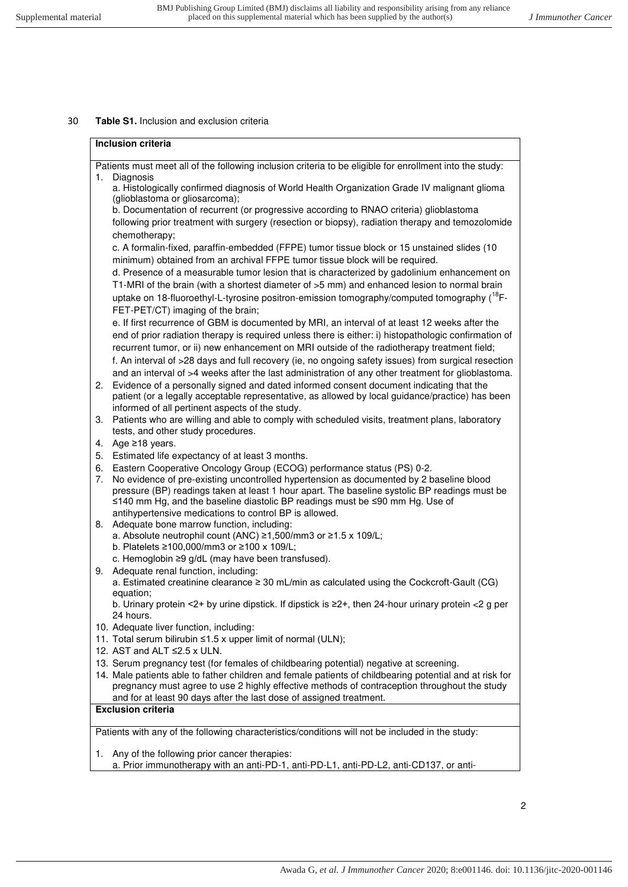30 **Table S1.** Inclusion and exclusion criteria

**Inclusion criteria**

Patients must meet all of the following inclusion criteria to be eligible for enrollment into the study:

1. Diagnosis
   a. Histologically confirmed diagnosis of World Health Organization Grade IV malignant glioma (glioblastoma or gliosarcoma);
   b. Documentation of recurrent (or progressive according to RNAO criteria) glioblastoma following prior treatment with surgery (resection or biopsy), radiation therapy and temozolomide chemotherapy;
   c. A formalin-fixed, paraffin-embedded (FFPE) tumor tissue block or 15 unstained slides (10 minimum) obtained from an archival FFPE tumor tissue block will be required.
   d. Presence of a measurable tumor lesion that is characterized by gadolinium enhancement on T1-MRI of the brain (with a shortest diameter of >5 mm) and enhanced lesion to normal brain uptake on 18-fluoroethyl-L-tyrosine positron-emission tomography/computed tomography ($^{18}$F-FET-PET/CT) imaging of the brain;
   e. If first recurrence of GBM is documented by MRI, an interval of at least 12 weeks after the end of prior radiation therapy is required unless there is either: i) histopathologic confirmation of recurrent tumor, or ii) new enhancement on MRI outside of the radiotherapy treatment field;
   f. An interval of >28 days and full recovery (ie, no ongoing safety issues) from surgical resection and an interval of >4 weeks after the last administration of any other treatment for glioblastoma.
2. Evidence of a personally signed and dated informed consent document indicating that the patient (or a legally acceptable representative, as allowed by local guidance/practice) has been informed of all pertinent aspects of the study.
3. Patients who are willing and able to comply with scheduled visits, treatment plans, laboratory tests, and other study procedures.
4. Age ≥18 years.
5. Estimated life expectancy of at least 3 months.
6. Eastern Cooperative Oncology Group (ECOG) performance status (PS) 0-2.
7. No evidence of pre-existing uncontrolled hypertension as documented by 2 baseline blood pressure (BP) readings taken at least 1 hour apart. The baseline systolic BP readings must be ≤140 mm Hg, and the baseline diastolic BP readings must be ≤90 mm Hg. Use of antihypertensive medications to control BP is allowed.
8. Adequate bone marrow function, including:
   a. Absolute neutrophil count (ANC) ≥1,500/mm3 or ≥1.5 x 109/L;
   b. Platelets ≥100,000/mm3 or ≥100 x 109/L;
   c. Hemoglobin ≥9 g/dL (may have been transfused).
9. Adequate renal function, including:
   a. Estimated creatinine clearance ≥ 30 mL/min as calculated using the Cockcroft-Gault (CG) equation;
   b. Urinary protein <2+ by urine dipstick. If dipstick is ≥2+, then 24-hour urinary protein <2 g per 24 hours.
10. Adequate liver function, including:
11. Total serum bilirubin ≤1.5 x upper limit of normal (ULN);
12. AST and ALT ≤2.5 x ULN.
13. Serum pregnancy test (for females of childbearing potential) negative at screening.
14. Male patients able to father children and female patients of childbearing potential and at risk for pregnancy must agree to use 2 highly effective methods of contraception throughout the study and for at least 90 days after the last dose of assigned treatment.

**Exclusion criteria**

Patients with any of the following characteristics/conditions will not be included in the study:

1. Any of the following prior cancer therapies:
   a. Prior immunotherapy with an anti-PD-1, anti-PD-L1, anti-PD-L2, anti-CD137, or anti-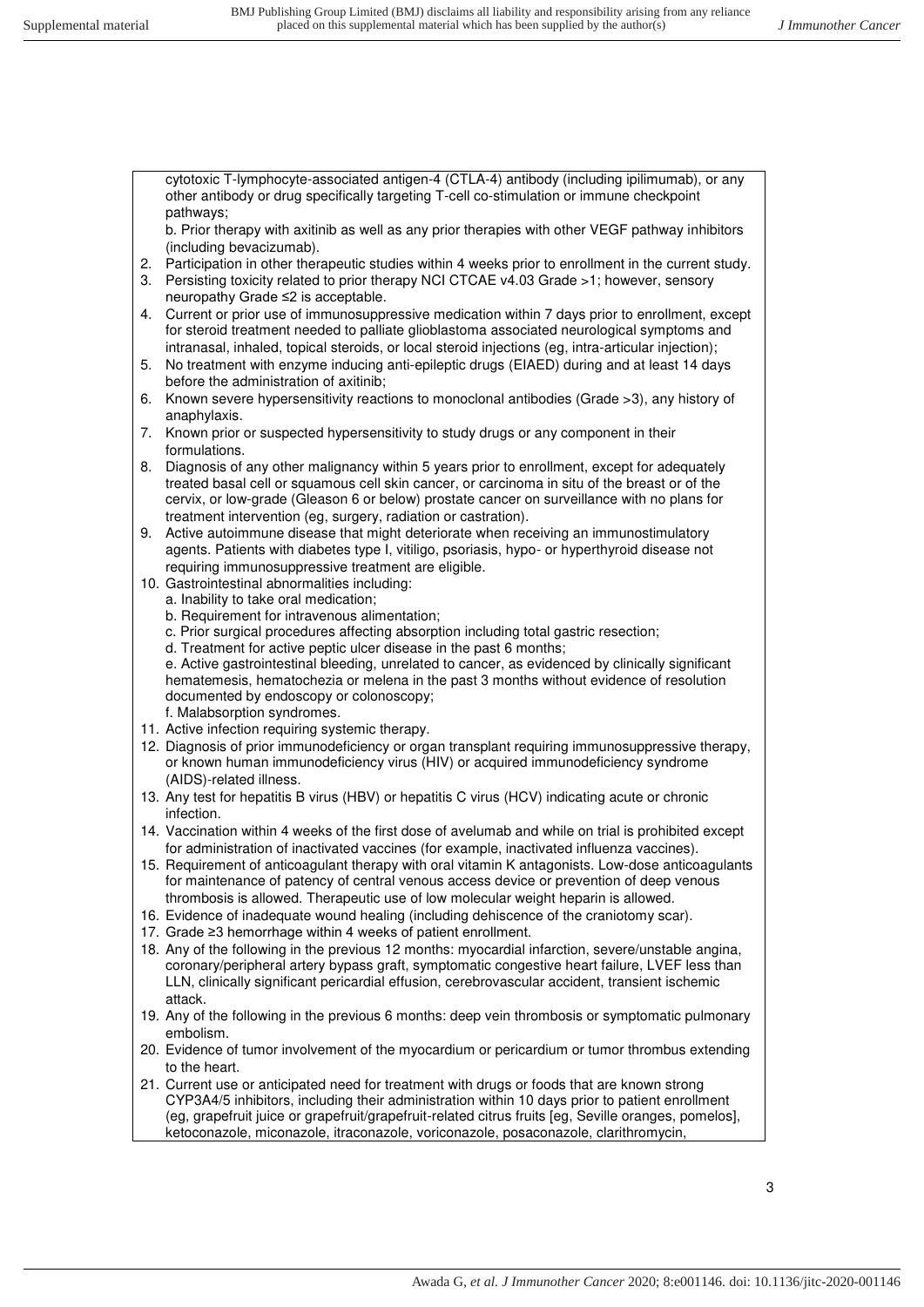cytotoxic T-lymphocyte-associated antigen-4 (CTLA-4) antibody (including ipilimumab), or any other antibody or drug specifically targeting T-cell co-stimulation or immune checkpoint pathways;

b. Prior therapy with axitinib as well as any prior therapies with other VEGF pathway inhibitors (including bevacizumab).

2. Participation in other therapeutic studies within 4 weeks prior to enrollment in the current study.
3. Persisting toxicity related to prior therapy NCI CTCAE v4.03 Grade >1; however, sensory neuropathy Grade ≤2 is acceptable.
4. Current or prior use of immunosuppressive medication within 7 days prior to enrollment, except for steroid treatment needed to palliate glioblastoma associated neurological symptoms and intranasal, inhaled, topical steroids, or local steroid injections (eg, intra-articular injection);
5. No treatment with enzyme inducing anti-epileptic drugs (EIAED) during and at least 14 days before the administration of axitinib;
6. Known severe hypersensitivity reactions to monoclonal antibodies (Grade >3), any history of anaphylaxis.
7. Known prior or suspected hypersensitivity to study drugs or any component in their formulations.
8. Diagnosis of any other malignancy within 5 years prior to enrollment, except for adequately treated basal cell or squamous cell skin cancer, or carcinoma in situ of the breast or of the cervix, or low-grade (Gleason 6 or below) prostate cancer on surveillance with no plans for treatment intervention (eg, surgery, radiation or castration).
9. Active autoimmune disease that might deteriorate when receiving an immunostimulatory agents. Patients with diabetes type I, vitiligo, psoriasis, hypo- or hyperthyroid disease not requiring immunosuppressive treatment are eligible.
10. Gastrointestinal abnormalities including:
    a. Inability to take oral medication;
    b. Requirement for intravenous alimentation;
    c. Prior surgical procedures affecting absorption including total gastric resection;
    d. Treatment for active peptic ulcer disease in the past 6 months;
    e. Active gastrointestinal bleeding, unrelated to cancer, as evidenced by clinically significant hematemesis, hematochezia or melena in the past 3 months without evidence of resolution documented by endoscopy or colonoscopy;
    f. Malabsorption syndromes.
11. Active infection requiring systemic therapy.
12. Diagnosis of prior immunodeficiency or organ transplant requiring immunosuppressive therapy, or known human immunodeficiency virus (HIV) or acquired immunodeficiency syndrome (AIDS)-related illness.
13. Any test for hepatitis B virus (HBV) or hepatitis C virus (HCV) indicating acute or chronic infection.
14. Vaccination within 4 weeks of the first dose of avelumab and while on trial is prohibited except for administration of inactivated vaccines (for example, inactivated influenza vaccines).
15. Requirement of anticoagulant therapy with oral vitamin K antagonists. Low-dose anticoagulants for maintenance of patency of central venous access device or prevention of deep venous thrombosis is allowed. Therapeutic use of low molecular weight heparin is allowed.
16. Evidence of inadequate wound healing (including dehiscence of the craniotomy scar).
17. Grade ≥3 hemorrhage within 4 weeks of patient enrollment.
18. Any of the following in the previous 12 months: myocardial infarction, severe/unstable angina, coronary/peripheral artery bypass graft, symptomatic congestive heart failure, LVEF less than LLN, clinically significant pericardial effusion, cerebrovascular accident, transient ischemic attack.
19. Any of the following in the previous 6 months: deep vein thrombosis or symptomatic pulmonary embolism.
20. Evidence of tumor involvement of the myocardium or pericardium or tumor thrombus extending to the heart.
21. Current use or anticipated need for treatment with drugs or foods that are known strong CYP3A4/5 inhibitors, including their administration within 10 days prior to patient enrollment (eg, grapefruit juice or grapefruit/grapefruit-related citrus fruits [eg, Seville oranges, pomelos], ketoconazole, miconazole, itraconazole, voriconazole, posaconazole, clarithromycin,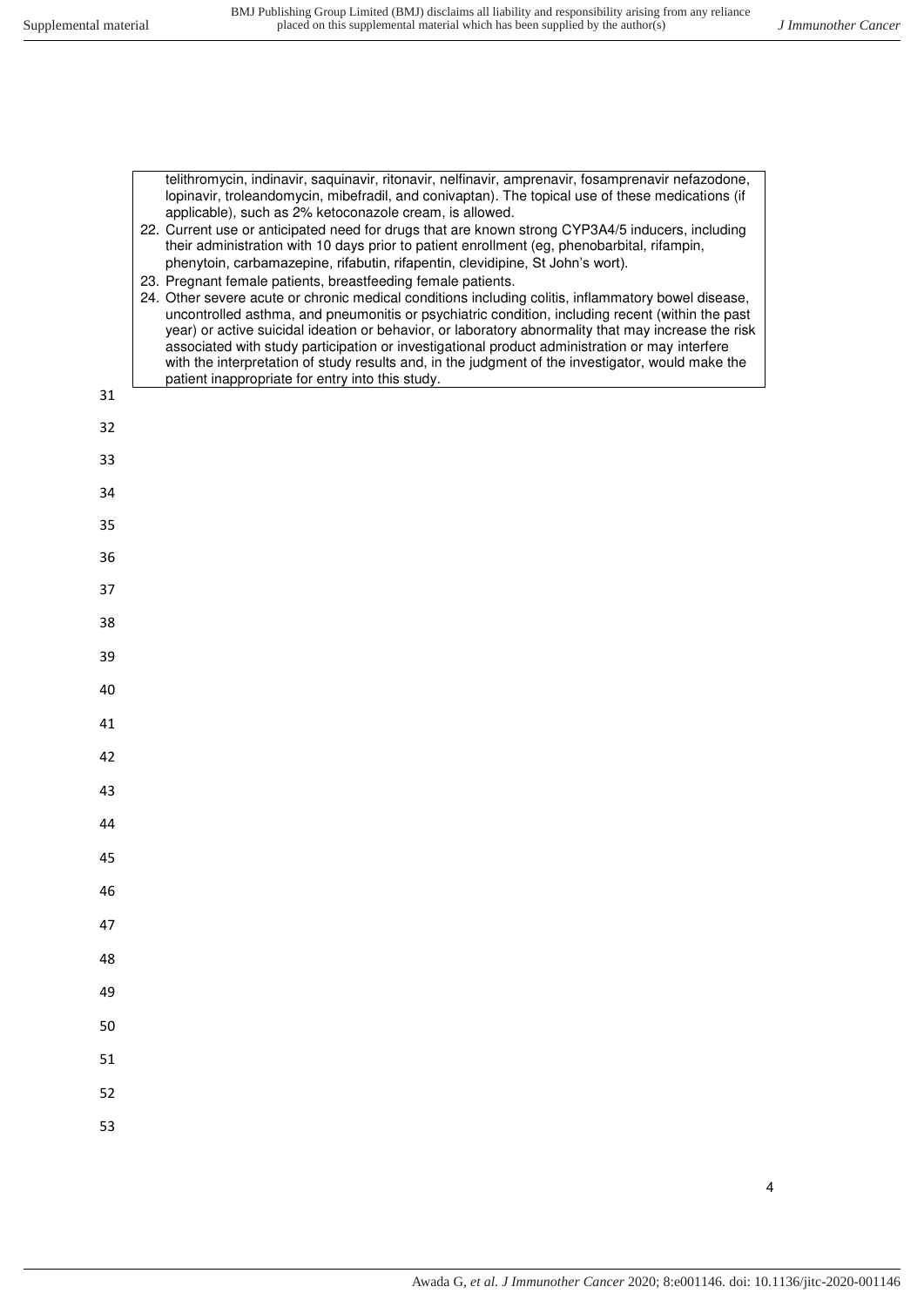telithromycin, indinavir, saquinavir, ritonavir, nelfinavir, amprenavir, fosamprenavir nefazodone, lopinavir, troleandomycin, mibefradil, and conivaptan). The topical use of these medications (if applicable), such as 2% ketoconazole cream, is allowed.

22. Current use or anticipated need for drugs that are known strong CYP3A4/5 inducers, including their administration with 10 days prior to patient enrollment (eg, phenobarbital, rifampin, phenytoin, carbamazepine, rifabutin, rifapentin, clevidipine, St John's wort).
23. Pregnant female patients, breastfeeding female patients.
24. Other severe acute or chronic medical conditions including colitis, inflammatory bowel disease, uncontrolled asthma, and pneumonitis or psychiatric condition, including recent (within the past year) or active suicidal ideation or behavior, or laboratory abnormality that may increase the risk associated with study participation or investigational product administration or may interfere with the interpretation of study results and, in the judgment of the investigator, would make the patient inappropriate for entry into this study.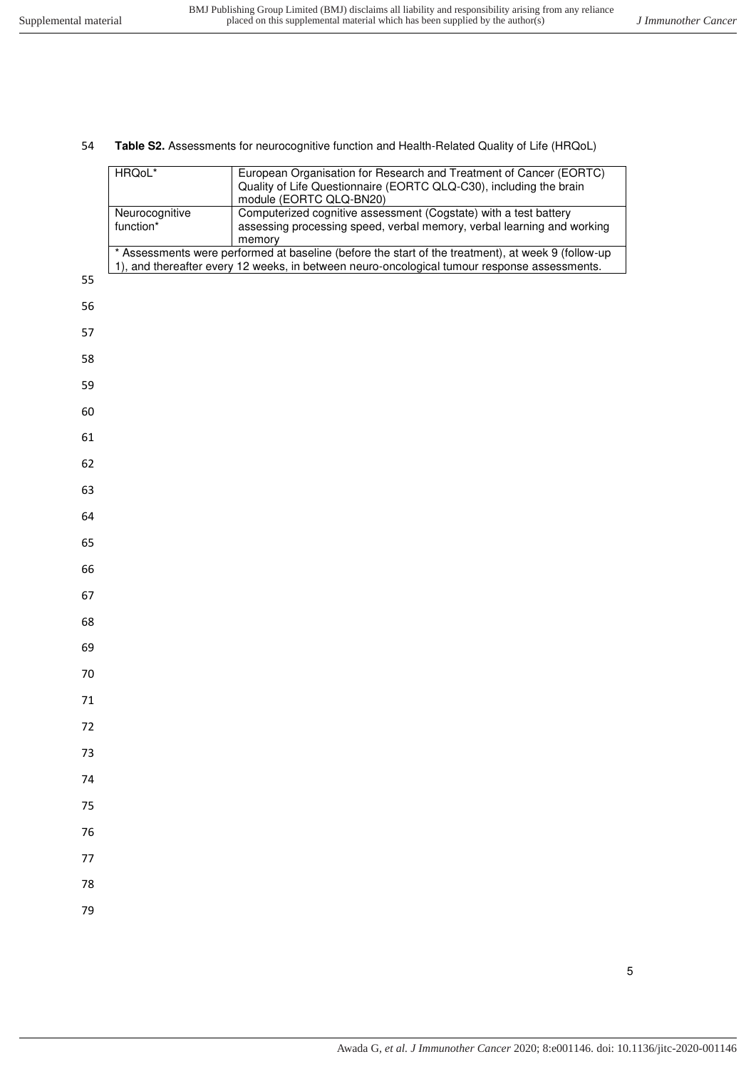**Table S2.** Assessments for neurocognitive function and Health-Related Quality of Life (HRQoL)

| | |
|---|---|
| HRQoL* | European Organisation for Research and Treatment of Cancer (EORTC) Quality of Life Questionnaire (EORTC QLQ-C30), including the brain module (EORTC QLQ-BN20) |
| Neurocognitive function* | Computerized cognitive assessment (Cogstate) with a test battery assessing processing speed, verbal memory, verbal learning and working memory |

* Assessments were performed at baseline (before the start of the treatment), at week 9 (follow-up 1), and thereafter every 12 weeks, in between neuro-oncological tumour response assessments.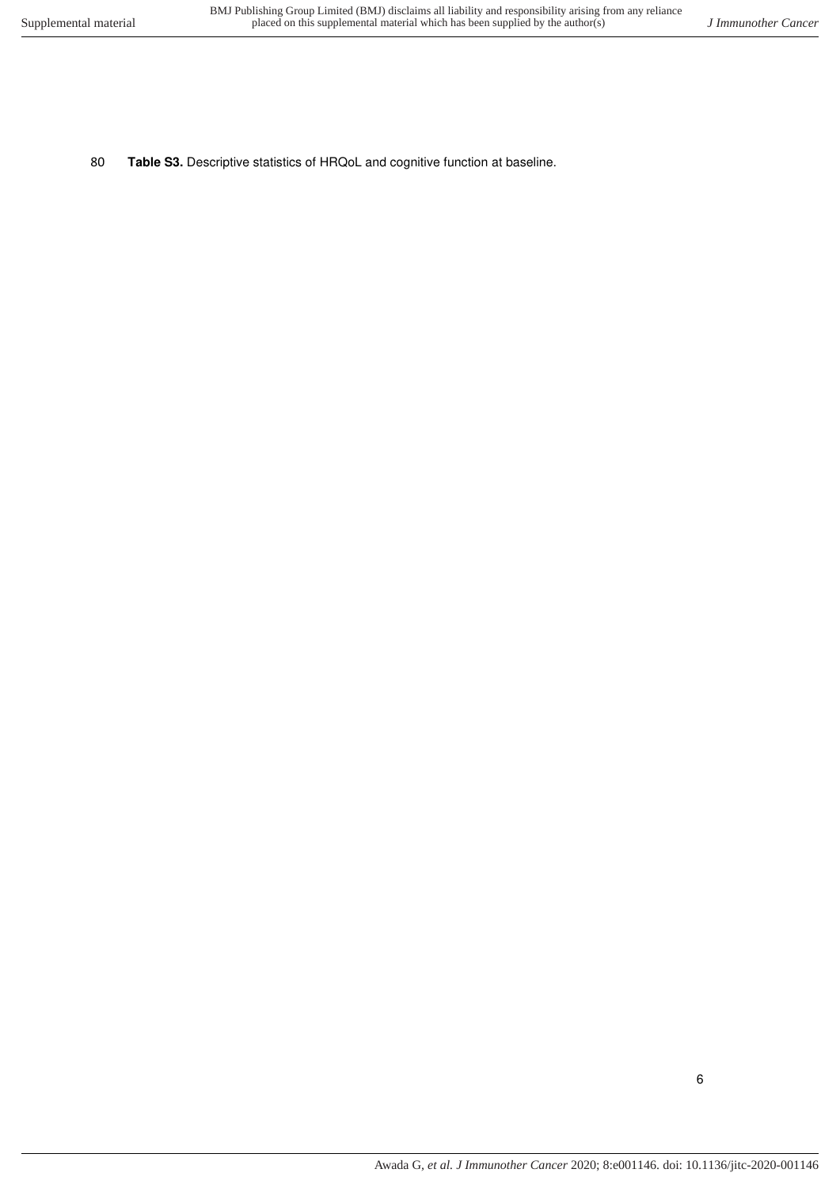80 **Table S3.** Descriptive statistics of HRQoL and cognitive function at baseline.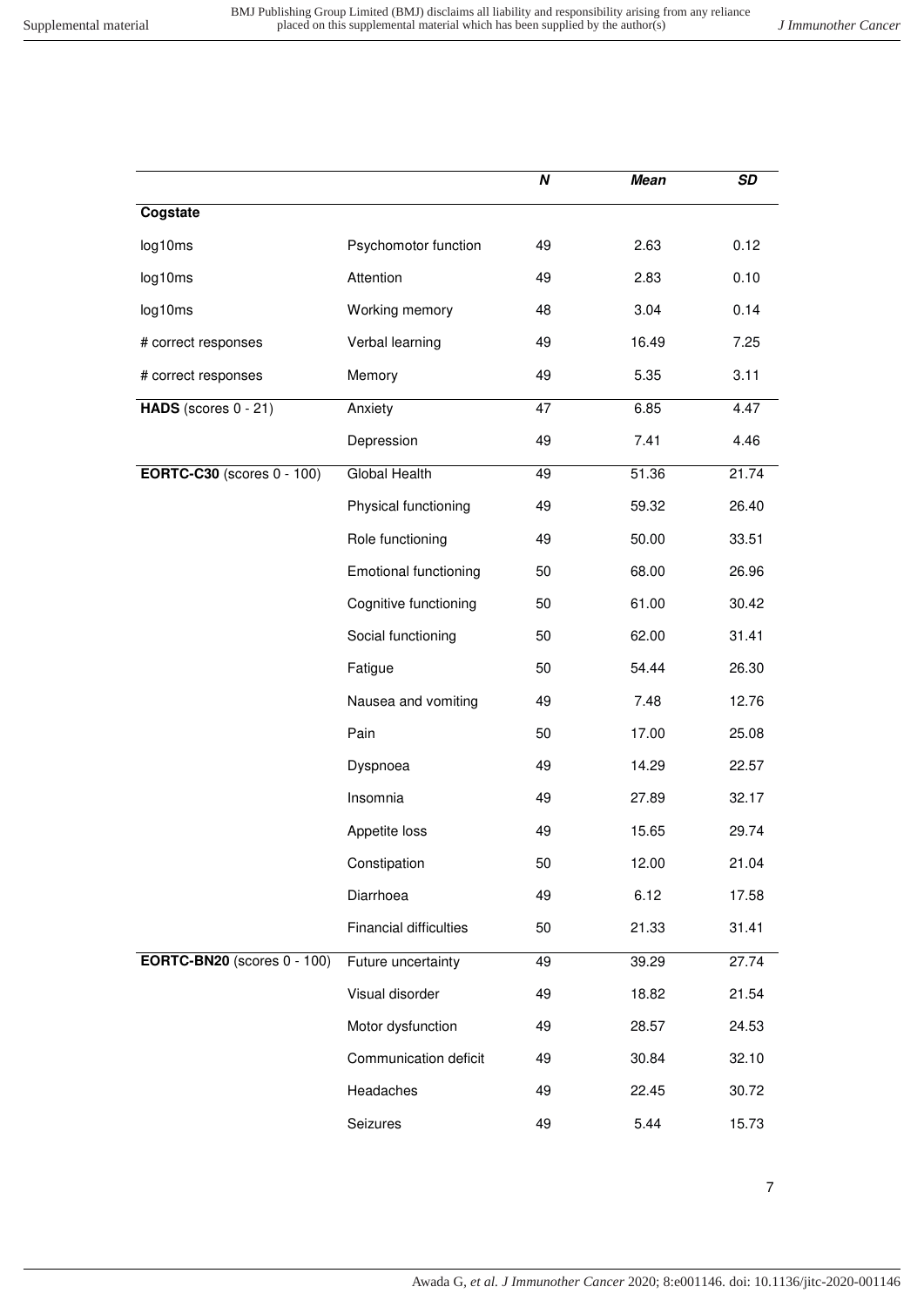| | | *N* | *Mean* | *SD* |
|---|---|---|---|---|
| **Cogstate** | | | | |
| log10ms | Psychomotor function | 49 | 2.63 | 0.12 |
| log10ms | Attention | 49 | 2.83 | 0.10 |
| log10ms | Working memory | 48 | 3.04 | 0.14 |
| # correct responses | Verbal learning | 49 | 16.49 | 7.25 |
| # correct responses | Memory | 49 | 5.35 | 3.11 |
| **HADS** (scores 0 - 21) | Anxiety | 47 | 6.85 | 4.47 |
| | Depression | 49 | 7.41 | 4.46 |
| **EORTC-C30** (scores 0 - 100) | Global Health | 49 | 51.36 | 21.74 |
| | Physical functioning | 49 | 59.32 | 26.40 |
| | Role functioning | 49 | 50.00 | 33.51 |
| | Emotional functioning | 50 | 68.00 | 26.96 |
| | Cognitive functioning | 50 | 61.00 | 30.42 |
| | Social functioning | 50 | 62.00 | 31.41 |
| | Fatigue | 50 | 54.44 | 26.30 |
| | Nausea and vomiting | 49 | 7.48 | 12.76 |
| | Pain | 50 | 17.00 | 25.08 |
| | Dyspnoea | 49 | 14.29 | 22.57 |
| | Insomnia | 49 | 27.89 | 32.17 |
| | Appetite loss | 49 | 15.65 | 29.74 |
| | Constipation | 50 | 12.00 | 21.04 |
| | Diarrhoea | 49 | 6.12 | 17.58 |
| | Financial difficulties | 50 | 21.33 | 31.41 |
| **EORTC-BN20** (scores 0 - 100) | Future uncertainty | 49 | 39.29 | 27.74 |
| | Visual disorder | 49 | 18.82 | 21.54 |
| | Motor dysfunction | 49 | 28.57 | 24.53 |
| | Communication deficit | 49 | 30.84 | 32.10 |
| | Headaches | 49 | 22.45 | 30.72 |
| | Seizures | 49 | 5.44 | 15.73 |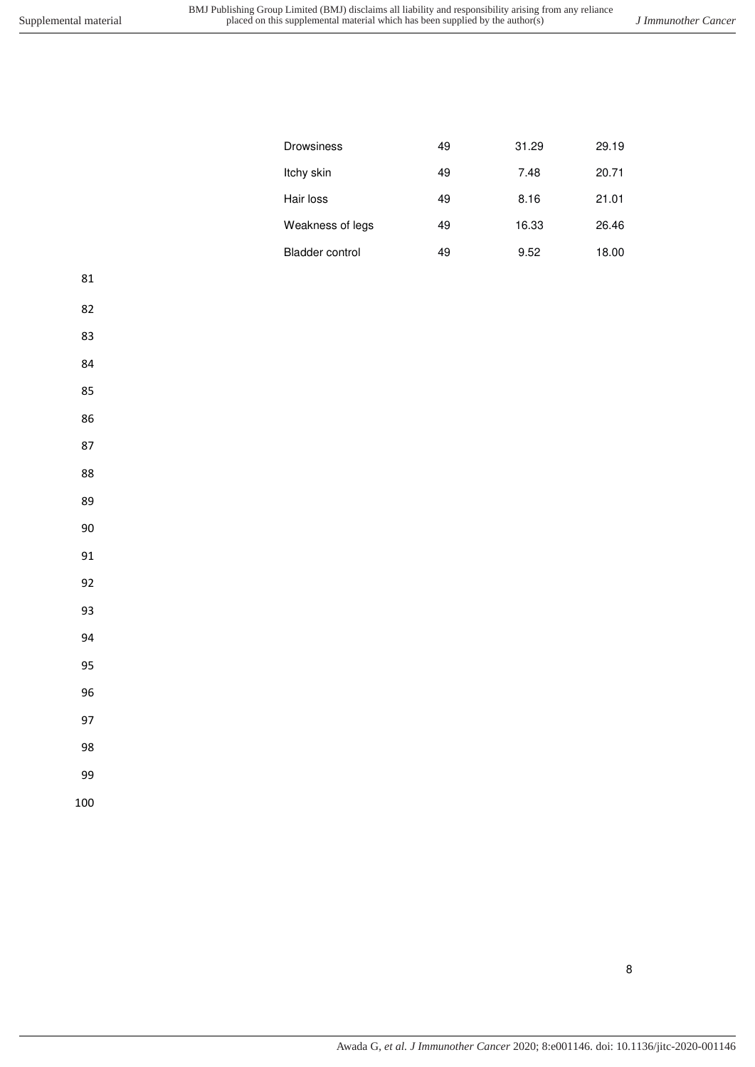| | | | |
|---|---|---|---|
| Drowsiness | 49 | 31.29 | 29.19 |
| Itchy skin | 49 | 7.48 | 20.71 |
| Hair loss | 49 | 8.16 | 21.01 |
| Weakness of legs | 49 | 16.33 | 26.46 |
| Bladder control | 49 | 9.52 | 18.00 |